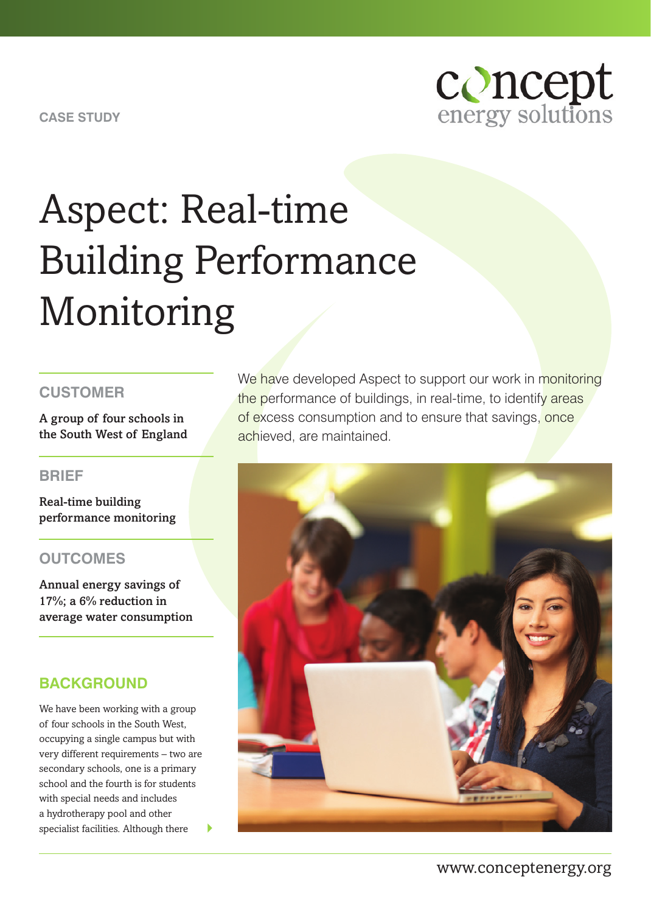CASE STUDY

concept energy solutions

# Aspect: Real-time Building Performance Monitoring

## CUSTOMER

**A group of four schools in the South West of England**

## BRIEF

**Real-time building performance monitoring**

## OUTCOMES

**Annual energy savings of 17%; a 6% reduction in average water consumption**

We have developed Aspect to support our work in monitoring the performance of buildings, in real-time, to identify areas of excess consumption and to ensure that savings, once achieved, are maintained.

## BACKGROUND

We have been working with a group of four schools in the South West, occupying a single campus but with very different requirements – two are secondary schools, one is a primary school and the fourth is for students with special needs and includes a hydrotherapy pool and other specialist facilities. Although there

www.conceptenergy.org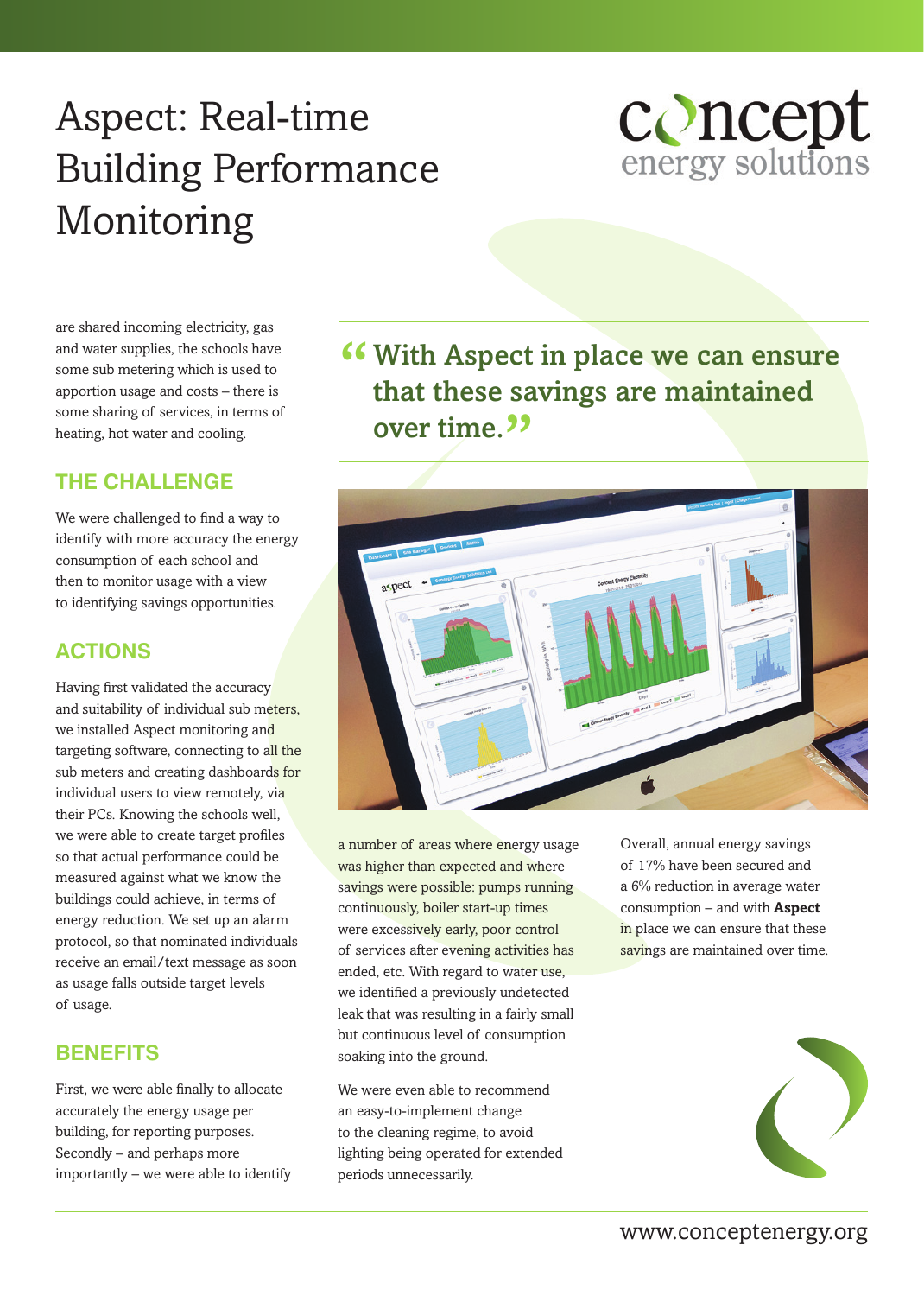# Aspect: Real-time Building Performance Monitoring

concept energy solutions

are shared incoming electricity, gas and water supplies, the schools have some sub metering which is used to apportion usage and costs – there is some sharing of services, in terms of heating, hot water and cooling.

## THE CHALLENGE

We were challenged to find a way to identify with more accuracy the energy consumption of each school and then to monitor usage with a view to identifying savings opportunities.

## ACTIONS

Having first validated the accuracy and suitability of individual sub meters, we installed Aspect monitoring and targeting software, connecting to all the sub meters and creating dashboards for individual users to view remotely, via their PCs. Knowing the schools well, we were able to create target profiles so that actual performance could be measured against what we know the buildings could achieve, in terms of energy reduction. We set up an alarm protocol, so that nominated individuals receive an email/text message as soon as usage falls outside target levels of usage.

## BENEFITS

First, we were able finally to allocate accurately the energy usage per building, for reporting purposes. Secondly – and perhaps more importantly – we were able to identify a number of areas where energy usage was higher than expected and where savings were possible: pumps running continuously, boiler start-up times were excessively early, poor control of services after evening activities has ended, etc. With regard to water use, we identified a previously undetected leak that was resulting in a fairly small but continuous level of consumption soaking into the ground.

We were even able to recommend an easy-to-implement change to the cleaning regime, to avoid lighting being operated for extended periods unnecessarily.

Overall, annual energy savings of 17% have been secured and a 6% reduction in average water consumption – and with **Aspect** in place we can ensure that these savings are maintained over time.

> "With Aspect in place we can ensure that these savings are maintained over time."

www.conceptenergy.org